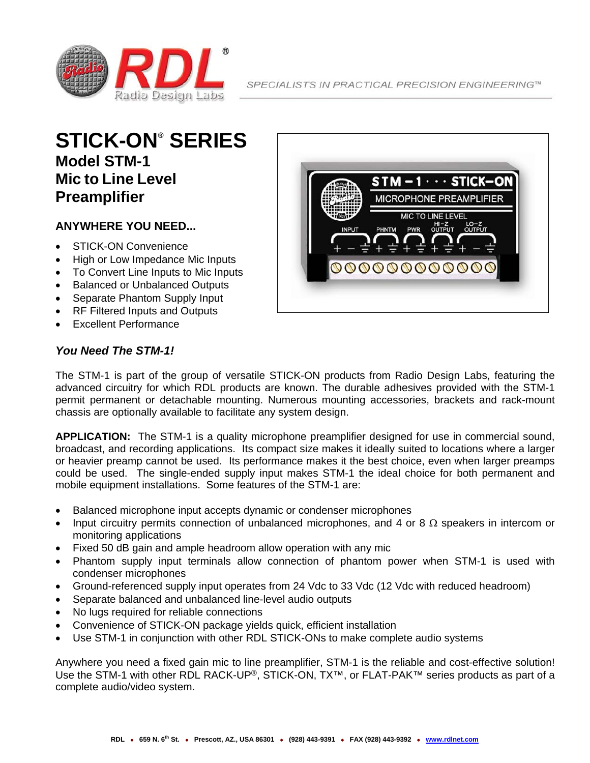SPECIALISTS IN PRACTICAL PRECISION ENGINEERING™

# STICK-ON® SERIES

## Model STM-1
## Mic to Line Level Preamplifier

### ANYWHERE YOU NEED...

- STICK-ON Convenience
- High or Low Impedance Mic Inputs
- To Convert Line Inputs to Mic Inputs
- Balanced or Unbalanced Outputs
- Separate Phantom Supply Input
- RF Filtered Inputs and Outputs
- Excellent Performance

### *You Need The STM-1!*

The STM-1 is part of the group of versatile STICK-ON products from Radio Design Labs, featuring the advanced circuitry for which RDL products are known. The durable adhesives provided with the STM-1 permit permanent or detachable mounting. Numerous mounting accessories, brackets and rack-mount chassis are optionally available to facilitate any system design.

**APPLICATION:** The STM-1 is a quality microphone preamplifier designed for use in commercial sound, broadcast, and recording applications. Its compact size makes it ideally suited to locations where a larger or heavier preamp cannot be used. Its performance makes it the best choice, even when larger preamps could be used. The single-ended supply input makes STM-1 the ideal choice for both permanent and mobile equipment installations. Some features of the STM-1 are:

- Balanced microphone input accepts dynamic or condenser microphones
- Input circuitry permits connection of unbalanced microphones, and 4 or 8 Ω speakers in intercom or monitoring applications
- Fixed 50 dB gain and ample headroom allow operation with any mic
- Phantom supply input terminals allow connection of phantom power when STM-1 is used with condenser microphones
- Ground-referenced supply input operates from 24 Vdc to 33 Vdc (12 Vdc with reduced headroom)
- Separate balanced and unbalanced line-level audio outputs
- No lugs required for reliable connections
- Convenience of STICK-ON package yields quick, efficient installation
- Use STM-1 in conjunction with other RDL STICK-ONs to make complete audio systems

Anywhere you need a fixed gain mic to line preamplifier, STM-1 is the reliable and cost-effective solution! Use the STM-1 with other RDL RACK-UP®, STICK-ON, TX™, or FLAT-PAK™ series products as part of a complete audio/video system.

RDL • 659 N. 6th St. • Prescott, AZ., USA 86301 • (928) 443-9391 • FAX (928) 443-9392 • www.rdlnet.com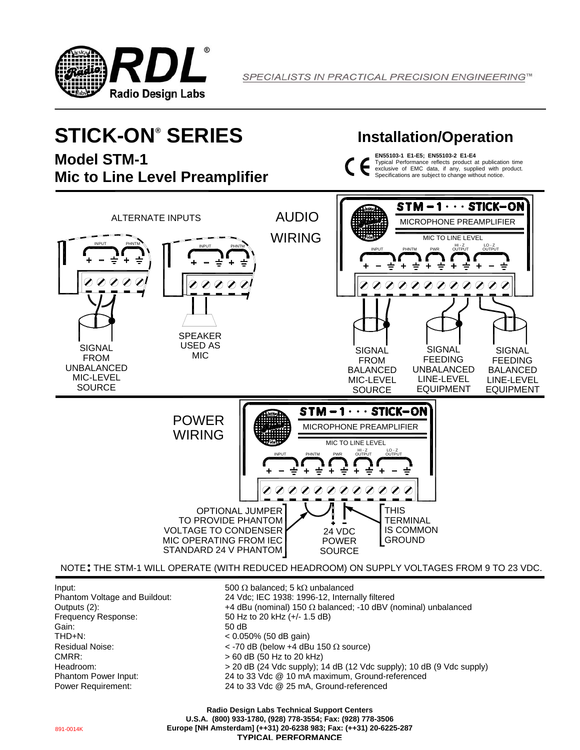# STICK-ON® SERIES

## Installation/Operation

## Model STM-1
## Mic to Line Level Preamplifier

**EN55103-1 E1-E5; EN55103-2 E1-E4**
Typical Performance reflects product at publication time exclusive of EMC data, if any, supplied with product. Specifications are subject to change without notice.

AUDIO WIRING

ALTERNATE INPUTS

SIGNAL FROM UNBALANCED MIC-LEVEL SOURCE

SPEAKER USED AS MIC

SIGNAL FROM BALANCED MIC-LEVEL SOURCE

SIGNAL FEEDING UNBALANCED LINE-LEVEL EQUIPMENT

SIGNAL FEEDING BALANCED LINE-LEVEL EQUIPMENT

POWER WIRING

OPTIONAL JUMPER TO PROVIDE PHANTOM VOLTAGE TO CONDENSER MIC OPERATING FROM IEC STANDARD 24 V PHANTOM

24 VDC POWER SOURCE

THIS TERMINAL IS COMMON GROUND

NOTE: THE STM-1 WILL OPERATE (WITH REDUCED HEADROOM) ON SUPPLY VOLTAGES FROM 9 TO 23 VDC.

| | |
|---|---|
| Input: | 500 Ω balanced; 5 kΩ unbalanced |
| Phantom Voltage and Buildout: | 24 Vdc; IEC 1938: 1996-12, Internally filtered |
| Outputs (2): | +4 dBu (nominal) 150 Ω balanced; -10 dBV (nominal) unbalanced |
| Frequency Response: | 50 Hz to 20 kHz (+/- 1.5 dB) |
| Gain: | 50 dB |
| THD+N: | < 0.050% (50 dB gain) |
| Residual Noise: | < -70 dB (below +4 dBu 150 Ω source) |
| CMRR: | > 60 dB (50 Hz to 20 kHz) |
| Headroom: | > 20 dB (24 Vdc supply); 14 dB (12 Vdc supply); 10 dB (9 Vdc supply) |
| Phantom Power Input: | 24 to 33 Vdc @ 10 mA maximum, Ground-referenced |
| Power Requirement: | 24 to 33 Vdc @ 25 mA, Ground-referenced |

**Radio Design Labs Technical Support Centers**
**U.S.A. (800) 933-1780, (928) 778-3554; Fax: (928) 778-3506**
**Europe [NH Amsterdam] (++31) 20-6238 983; Fax: (++31) 20-6225-287**
**TYPICAL PERFORMANCE**

891-0014K